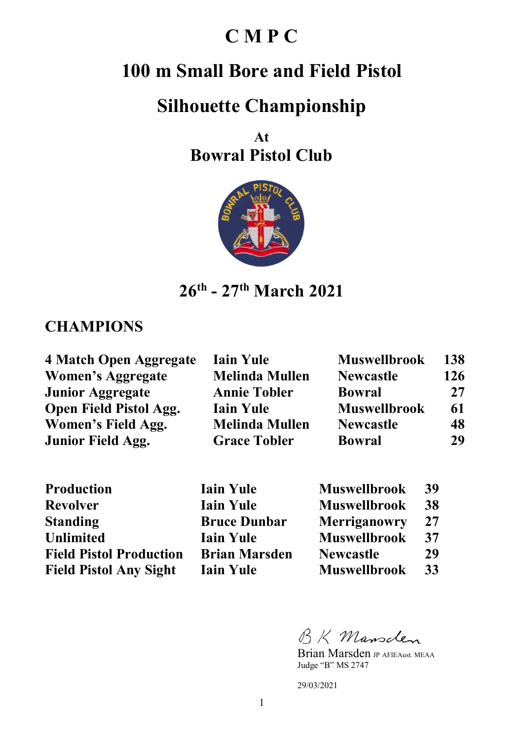# C M P C

# 100 m Small Bore and Field Pistol

# Silhouette Championship

## At
## Bowral Pistol Club

## 26th - 27th March 2021

## CHAMPIONS

| | | | |
|---|---|---|---|
| **4 Match Open Aggregate** | **Iain Yule** | **Muswellbrook** | **138** |
| **Women's Aggregate** | **Melinda Mullen** | **Newcastle** | **126** |
| **Junior Aggregate** | **Annie Tobler** | **Bowral** | **27** |
| **Open Field Pistol Agg.** | **Iain Yule** | **Muswellbrook** | **61** |
| **Women's Field Agg.** | **Melinda Mullen** | **Newcastle** | **48** |
| **Junior Field Agg.** | **Grace Tobler** | **Bowral** | **29** |

| | | | |
|---|---|---|---|
| **Production** | **Iain Yule** | **Muswellbrook** | **39** |
| **Revolver** | **Iain Yule** | **Muswellbrook** | **38** |
| **Standing** | **Bruce Dunbar** | **Merriganowry** | **27** |
| **Unlimited** | **Iain Yule** | **Muswellbrook** | **37** |
| **Field Pistol Production** | **Brian Marsden** | **Newcastle** | **29** |
| **Field Pistol Any Sight** | **Iain Yule** | **Muswellbrook** | **33** |

B K Marsden

Brian Marsden JP AFIEAust. MEAA
Judge "B" MS 2747

29/03/2021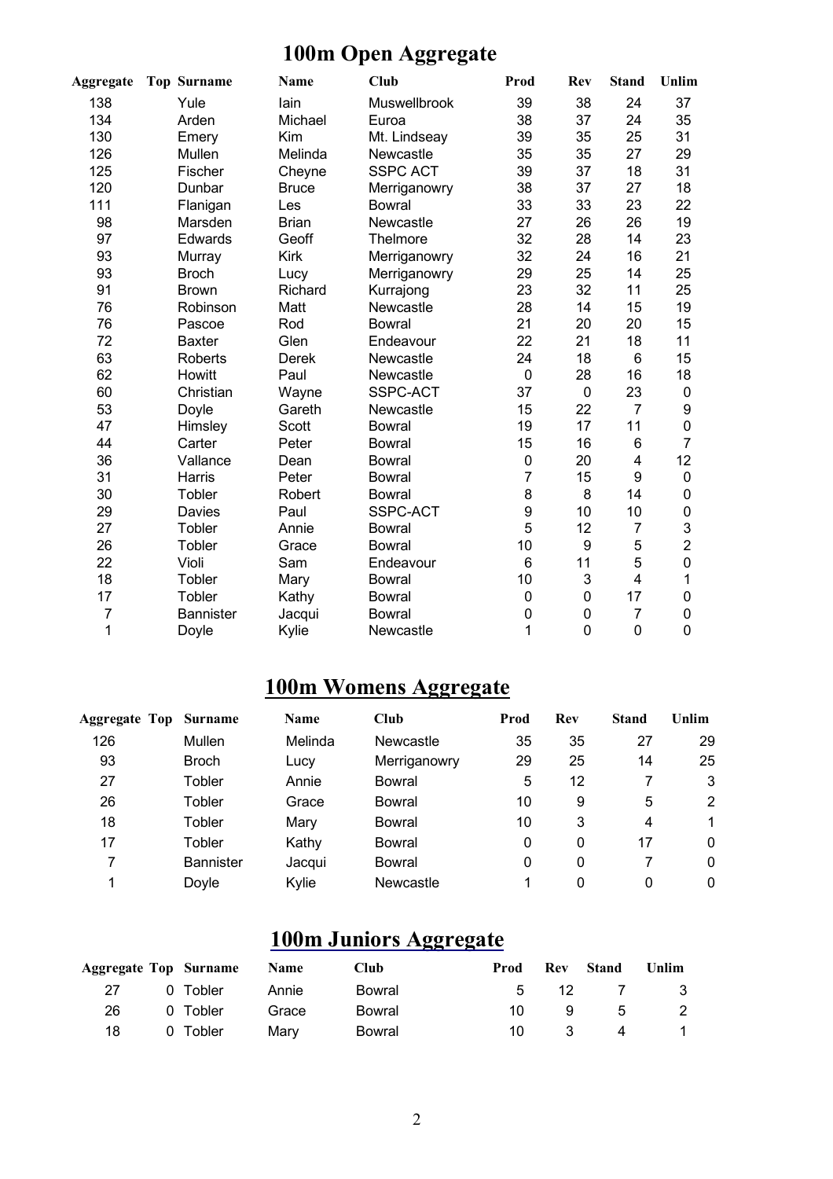# 100m Open Aggregate

| Aggregate | Top | Surname | Name | Club | Prod | Rev | Stand | Unlim |
|---|---|---|---|---|---|---|---|---|
| 138 | | Yule | Iain | Muswellbrook | 39 | 38 | 24 | 37 |
| 134 | | Arden | Michael | Euroa | 38 | 37 | 24 | 35 |
| 130 | | Emery | Kim | Mt. Lindseay | 39 | 35 | 25 | 31 |
| 126 | | Mullen | Melinda | Newcastle | 35 | 35 | 27 | 29 |
| 125 | | Fischer | Cheyne | SSPC ACT | 39 | 37 | 18 | 31 |
| 120 | | Dunbar | Bruce | Merriganowry | 38 | 37 | 27 | 18 |
| 111 | | Flanigan | Les | Bowral | 33 | 33 | 23 | 22 |
| 98 | | Marsden | Brian | Newcastle | 27 | 26 | 26 | 19 |
| 97 | | Edwards | Geoff | Thelmore | 32 | 28 | 14 | 23 |
| 93 | | Murray | Kirk | Merriganowry | 32 | 24 | 16 | 21 |
| 93 | | Broch | Lucy | Merriganowry | 29 | 25 | 14 | 25 |
| 91 | | Brown | Richard | Kurrajong | 23 | 32 | 11 | 25 |
| 76 | | Robinson | Matt | Newcastle | 28 | 14 | 15 | 19 |
| 76 | | Pascoe | Rod | Bowral | 21 | 20 | 20 | 15 |
| 72 | | Baxter | Glen | Endeavour | 22 | 21 | 18 | 11 |
| 63 | | Roberts | Derek | Newcastle | 24 | 18 | 6 | 15 |
| 62 | | Howitt | Paul | Newcastle | 0 | 28 | 16 | 18 |
| 60 | | Christian | Wayne | SSPC-ACT | 37 | 0 | 23 | 0 |
| 53 | | Doyle | Gareth | Newcastle | 15 | 22 | 7 | 9 |
| 47 | | Himsley | Scott | Bowral | 19 | 17 | 11 | 0 |
| 44 | | Carter | Peter | Bowral | 15 | 16 | 6 | 7 |
| 36 | | Vallance | Dean | Bowral | 0 | 20 | 4 | 12 |
| 31 | | Harris | Peter | Bowral | 7 | 15 | 9 | 0 |
| 30 | | Tobler | Robert | Bowral | 8 | 8 | 14 | 0 |
| 29 | | Davies | Paul | SSPC-ACT | 9 | 10 | 10 | 0 |
| 27 | | Tobler | Annie | Bowral | 5 | 12 | 7 | 3 |
| 26 | | Tobler | Grace | Bowral | 10 | 9 | 5 | 2 |
| 22 | | Violi | Sam | Endeavour | 6 | 11 | 5 | 0 |
| 18 | | Tobler | Mary | Bowral | 10 | 3 | 4 | 1 |
| 17 | | Tobler | Kathy | Bowral | 0 | 0 | 17 | 0 |
| 7 | | Bannister | Jacqui | Bowral | 0 | 0 | 7 | 0 |
| 1 | | Doyle | Kylie | Newcastle | 1 | 0 | 0 | 0 |

# 100m Womens Aggregate

| Aggregate | Top | Surname | Name | Club | Prod | Rev | Stand | Unlim |
|---|---|---|---|---|---|---|---|---|
| 126 | | Mullen | Melinda | Newcastle | 35 | 35 | 27 | 29 |
| 93 | | Broch | Lucy | Merriganowry | 29 | 25 | 14 | 25 |
| 27 | | Tobler | Annie | Bowral | 5 | 12 | 7 | 3 |
| 26 | | Tobler | Grace | Bowral | 10 | 9 | 5 | 2 |
| 18 | | Tobler | Mary | Bowral | 10 | 3 | 4 | 1 |
| 17 | | Tobler | Kathy | Bowral | 0 | 0 | 17 | 0 |
| 7 | | Bannister | Jacqui | Bowral | 0 | 0 | 7 | 0 |
| 1 | | Doyle | Kylie | Newcastle | 1 | 0 | 0 | 0 |

# 100m Juniors Aggregate

| Aggregate | Top | Surname | Name | Club | Prod | Rev | Stand | Unlim |
|---|---|---|---|---|---|---|---|---|
| 27 | 0 | Tobler | Annie | Bowral | 5 | 12 | 7 | 3 |
| 26 | 0 | Tobler | Grace | Bowral | 10 | 9 | 5 | 2 |
| 18 | 0 | Tobler | Mary | Bowral | 10 | 3 | 4 | 1 |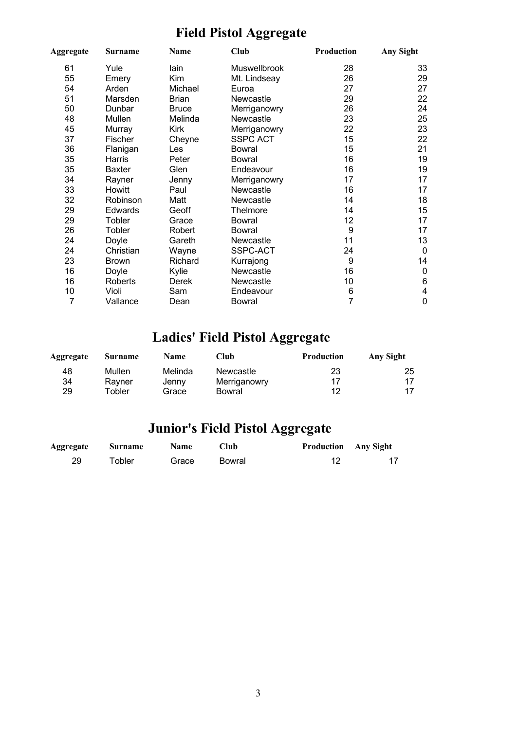# Field Pistol Aggregate

| Aggregate | Surname | Name | Club | Production | Any Sight |
|---|---|---|---|---|---|
| 61 | Yule | Iain | Muswellbrook | 28 | 33 |
| 55 | Emery | Kim | Mt. Lindseay | 26 | 29 |
| 54 | Arden | Michael | Euroa | 27 | 27 |
| 51 | Marsden | Brian | Newcastle | 29 | 22 |
| 50 | Dunbar | Bruce | Merriganowry | 26 | 24 |
| 48 | Mullen | Melinda | Newcastle | 23 | 25 |
| 45 | Murray | Kirk | Merriganowry | 22 | 23 |
| 37 | Fischer | Cheyne | SSPC ACT | 15 | 22 |
| 36 | Flanigan | Les | Bowral | 15 | 21 |
| 35 | Harris | Peter | Bowral | 16 | 19 |
| 35 | Baxter | Glen | Endeavour | 16 | 19 |
| 34 | Rayner | Jenny | Merriganowry | 17 | 17 |
| 33 | Howitt | Paul | Newcastle | 16 | 17 |
| 32 | Robinson | Matt | Newcastle | 14 | 18 |
| 29 | Edwards | Geoff | Thelmore | 14 | 15 |
| 29 | Tobler | Grace | Bowral | 12 | 17 |
| 26 | Tobler | Robert | Bowral | 9 | 17 |
| 24 | Doyle | Gareth | Newcastle | 11 | 13 |
| 24 | Christian | Wayne | SSPC-ACT | 24 | 0 |
| 23 | Brown | Richard | Kurrajong | 9 | 14 |
| 16 | Doyle | Kylie | Newcastle | 16 | 0 |
| 16 | Roberts | Derek | Newcastle | 10 | 6 |
| 10 | Violi | Sam | Endeavour | 6 | 4 |
| 7 | Vallance | Dean | Bowral | 7 | 0 |

# Ladies' Field Pistol Aggregate

| Aggregate | Surname | Name | Club | Production | Any Sight |
|---|---|---|---|---|---|
| 48 | Mullen | Melinda | Newcastle | 23 | 25 |
| 34 | Rayner | Jenny | Merriganowry | 17 | 17 |
| 29 | Tobler | Grace | Bowral | 12 | 17 |

# Junior's Field Pistol Aggregate

| Aggregate | Surname | Name | Club | Production | Any Sight |
|---|---|---|---|---|---|
| 29 | Tobler | Grace | Bowral | 12 | 17 |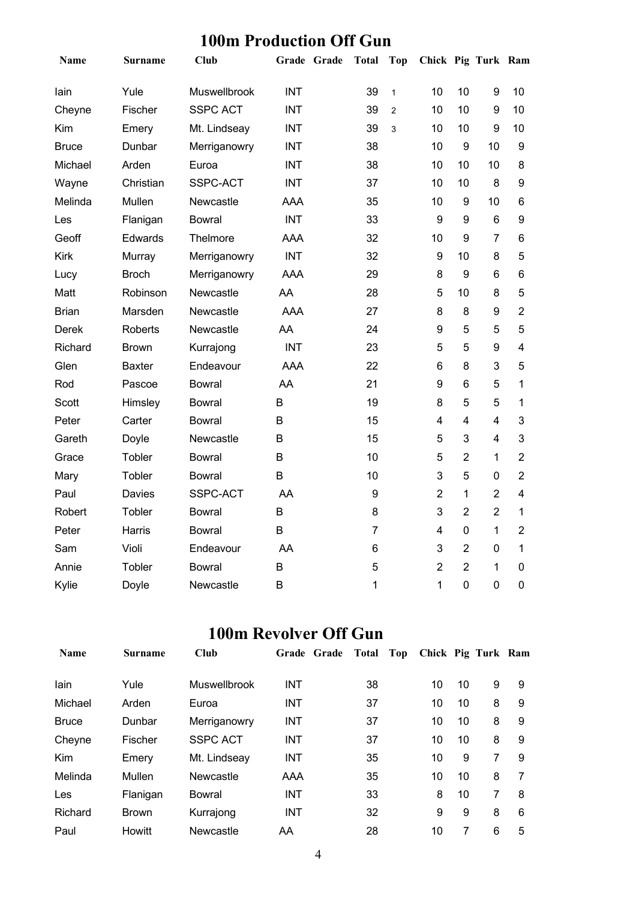# 100m Production Off Gun

| Name | Surname | Club | Grade | Grade | Total | Top | Chick | Pig | Turk | Ram |
|---|---|---|---|---|---|---|---|---|---|---|
| Iain | Yule | Muswellbrook | INT | | 39 | 1 | 10 | 10 | 9 | 10 |
| Cheyne | Fischer | SSPC ACT | INT | | 39 | 2 | 10 | 10 | 9 | 10 |
| Kim | Emery | Mt. Lindseay | INT | | 39 | 3 | 10 | 10 | 9 | 10 |
| Bruce | Dunbar | Merriganowry | INT | | 38 | | 10 | 9 | 10 | 9 |
| Michael | Arden | Euroa | INT | | 38 | | 10 | 10 | 10 | 8 |
| Wayne | Christian | SSPC-ACT | INT | | 37 | | 10 | 10 | 8 | 9 |
| Melinda | Mullen | Newcastle | AAA | | 35 | | 10 | 9 | 10 | 6 |
| Les | Flanigan | Bowral | INT | | 33 | | 9 | 9 | 6 | 9 |
| Geoff | Edwards | Thelmore | AAA | | 32 | | 10 | 9 | 7 | 6 |
| Kirk | Murray | Merriganowry | INT | | 32 | | 9 | 10 | 8 | 5 |
| Lucy | Broch | Merriganowry | AAA | | 29 | | 8 | 9 | 6 | 6 |
| Matt | Robinson | Newcastle | AA | | 28 | | 5 | 10 | 8 | 5 |
| Brian | Marsden | Newcastle | AAA | | 27 | | 8 | 8 | 9 | 2 |
| Derek | Roberts | Newcastle | AA | | 24 | | 9 | 5 | 5 | 5 |
| Richard | Brown | Kurrajong | INT | | 23 | | 5 | 5 | 9 | 4 |
| Glen | Baxter | Endeavour | AAA | | 22 | | 6 | 8 | 3 | 5 |
| Rod | Pascoe | Bowral | AA | | 21 | | 9 | 6 | 5 | 1 |
| Scott | Himsley | Bowral | B | | 19 | | 8 | 5 | 5 | 1 |
| Peter | Carter | Bowral | B | | 15 | | 4 | 4 | 4 | 3 |
| Gareth | Doyle | Newcastle | B | | 15 | | 5 | 3 | 4 | 3 |
| Grace | Tobler | Bowral | B | | 10 | | 5 | 2 | 1 | 2 |
| Mary | Tobler | Bowral | B | | 10 | | 3 | 5 | 0 | 2 |
| Paul | Davies | SSPC-ACT | AA | | 9 | | 2 | 1 | 2 | 4 |
| Robert | Tobler | Bowral | B | | 8 | | 3 | 2 | 2 | 1 |
| Peter | Harris | Bowral | B | | 7 | | 4 | 0 | 1 | 2 |
| Sam | Violi | Endeavour | AA | | 6 | | 3 | 2 | 0 | 1 |
| Annie | Tobler | Bowral | B | | 5 | | 2 | 2 | 1 | 0 |
| Kylie | Doyle | Newcastle | B | | 1 | | 1 | 0 | 0 | 0 |

# 100m Revolver Off Gun

| Name | Surname | Club | Grade | Grade | Total | Top | Chick | Pig | Turk | Ram |
|---|---|---|---|---|---|---|---|---|---|---|
| Iain | Yule | Muswellbrook | INT | | 38 | | 10 | 10 | 9 | 9 |
| Michael | Arden | Euroa | INT | | 37 | | 10 | 10 | 8 | 9 |
| Bruce | Dunbar | Merriganowry | INT | | 37 | | 10 | 10 | 8 | 9 |
| Cheyne | Fischer | SSPC ACT | INT | | 37 | | 10 | 10 | 8 | 9 |
| Kim | Emery | Mt. Lindseay | INT | | 35 | | 10 | 9 | 7 | 9 |
| Melinda | Mullen | Newcastle | AAA | | 35 | | 10 | 10 | 8 | 7 |
| Les | Flanigan | Bowral | INT | | 33 | | 8 | 10 | 7 | 8 |
| Richard | Brown | Kurrajong | INT | | 32 | | 9 | 9 | 8 | 6 |
| Paul | Howitt | Newcastle | AA | | 28 | | 10 | 7 | 6 | 5 |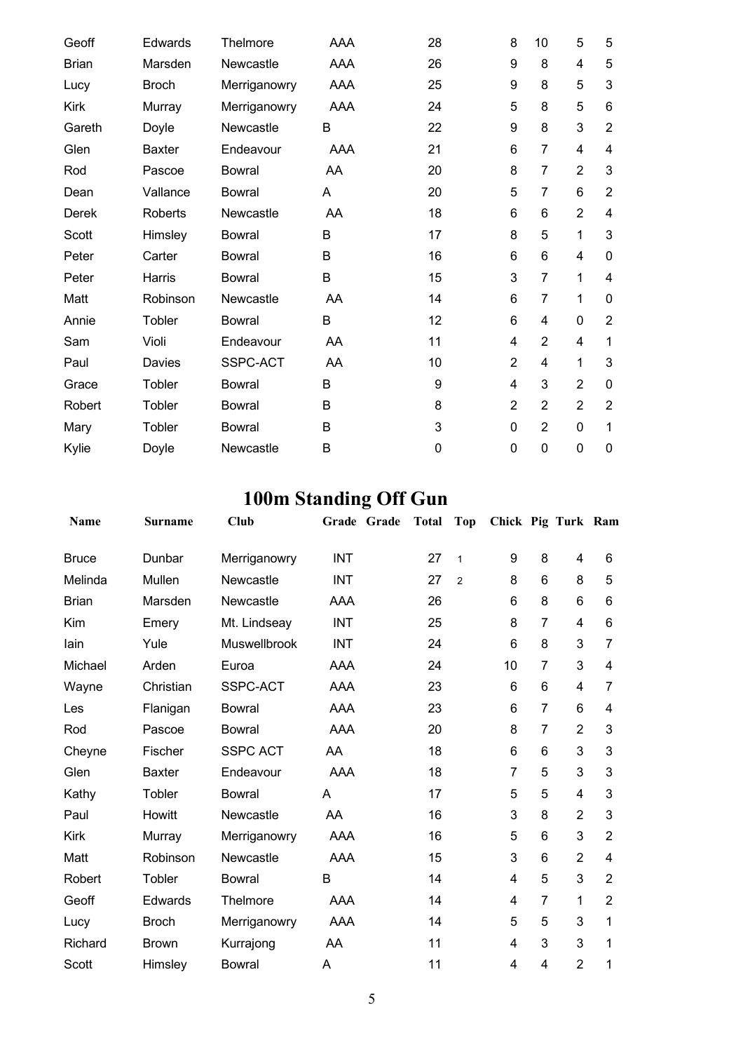| | | | | | | | | | | |
|---|---|---|---|---|---|---|---|---|---|---|
| Geoff | Edwards | Thelmore | AAA | | 28 | | 8 | 10 | 5 | 5 |
| Brian | Marsden | Newcastle | AAA | | 26 | | 9 | 8 | 4 | 5 |
| Lucy | Broch | Merriganowry | AAA | | 25 | | 9 | 8 | 5 | 3 |
| Kirk | Murray | Merriganowry | AAA | | 24 | | 5 | 8 | 5 | 6 |
| Gareth | Doyle | Newcastle | B | | 22 | | 9 | 8 | 3 | 2 |
| Glen | Baxter | Endeavour | AAA | | 21 | | 6 | 7 | 4 | 4 |
| Rod | Pascoe | Bowral | AA | | 20 | | 8 | 7 | 2 | 3 |
| Dean | Vallance | Bowral | A | | 20 | | 5 | 7 | 6 | 2 |
| Derek | Roberts | Newcastle | AA | | 18 | | 6 | 6 | 2 | 4 |
| Scott | Himsley | Bowral | B | | 17 | | 8 | 5 | 1 | 3 |
| Peter | Carter | Bowral | B | | 16 | | 6 | 6 | 4 | 0 |
| Peter | Harris | Bowral | B | | 15 | | 3 | 7 | 1 | 4 |
| Matt | Robinson | Newcastle | AA | | 14 | | 6 | 7 | 1 | 0 |
| Annie | Tobler | Bowral | B | | 12 | | 6 | 4 | 0 | 2 |
| Sam | Violi | Endeavour | AA | | 11 | | 4 | 2 | 4 | 1 |
| Paul | Davies | SSPC-ACT | AA | | 10 | | 2 | 4 | 1 | 3 |
| Grace | Tobler | Bowral | B | | 9 | | 4 | 3 | 2 | 0 |
| Robert | Tobler | Bowral | B | | 8 | | 2 | 2 | 2 | 2 |
| Mary | Tobler | Bowral | B | | 3 | | 0 | 2 | 0 | 1 |
| Kylie | Doyle | Newcastle | B | | 0 | | 0 | 0 | 0 | 0 |

# 100m Standing Off Gun

| Name | Surname | Club | Grade | Grade | Total | Top | Chick | Pig | Turk | Ram |
|---|---|---|---|---|---|---|---|---|---|---|
| Bruce | Dunbar | Merriganowry | INT | | 27 | 1 | 9 | 8 | 4 | 6 |
| Melinda | Mullen | Newcastle | INT | | 27 | 2 | 8 | 6 | 8 | 5 |
| Brian | Marsden | Newcastle | AAA | | 26 | | 6 | 8 | 6 | 6 |
| Kim | Emery | Mt. Lindseay | INT | | 25 | | 8 | 7 | 4 | 6 |
| Iain | Yule | Muswellbrook | INT | | 24 | | 6 | 8 | 3 | 7 |
| Michael | Arden | Euroa | AAA | | 24 | | 10 | 7 | 3 | 4 |
| Wayne | Christian | SSPC-ACT | AAA | | 23 | | 6 | 6 | 4 | 7 |
| Les | Flanigan | Bowral | AAA | | 23 | | 6 | 7 | 6 | 4 |
| Rod | Pascoe | Bowral | AAA | | 20 | | 8 | 7 | 2 | 3 |
| Cheyne | Fischer | SSPC ACT | AA | | 18 | | 6 | 6 | 3 | 3 |
| Glen | Baxter | Endeavour | AAA | | 18 | | 7 | 5 | 3 | 3 |
| Kathy | Tobler | Bowral | A | | 17 | | 5 | 5 | 4 | 3 |
| Paul | Howitt | Newcastle | AA | | 16 | | 3 | 8 | 2 | 3 |
| Kirk | Murray | Merriganowry | AAA | | 16 | | 5 | 6 | 3 | 2 |
| Matt | Robinson | Newcastle | AAA | | 15 | | 3 | 6 | 2 | 4 |
| Robert | Tobler | Bowral | B | | 14 | | 4 | 5 | 3 | 2 |
| Geoff | Edwards | Thelmore | AAA | | 14 | | 4 | 7 | 1 | 2 |
| Lucy | Broch | Merriganowry | AAA | | 14 | | 5 | 5 | 3 | 1 |
| Richard | Brown | Kurrajong | AA | | 11 | | 4 | 3 | 3 | 1 |
| Scott | Himsley | Bowral | A | | 11 | | 4 | 4 | 2 | 1 |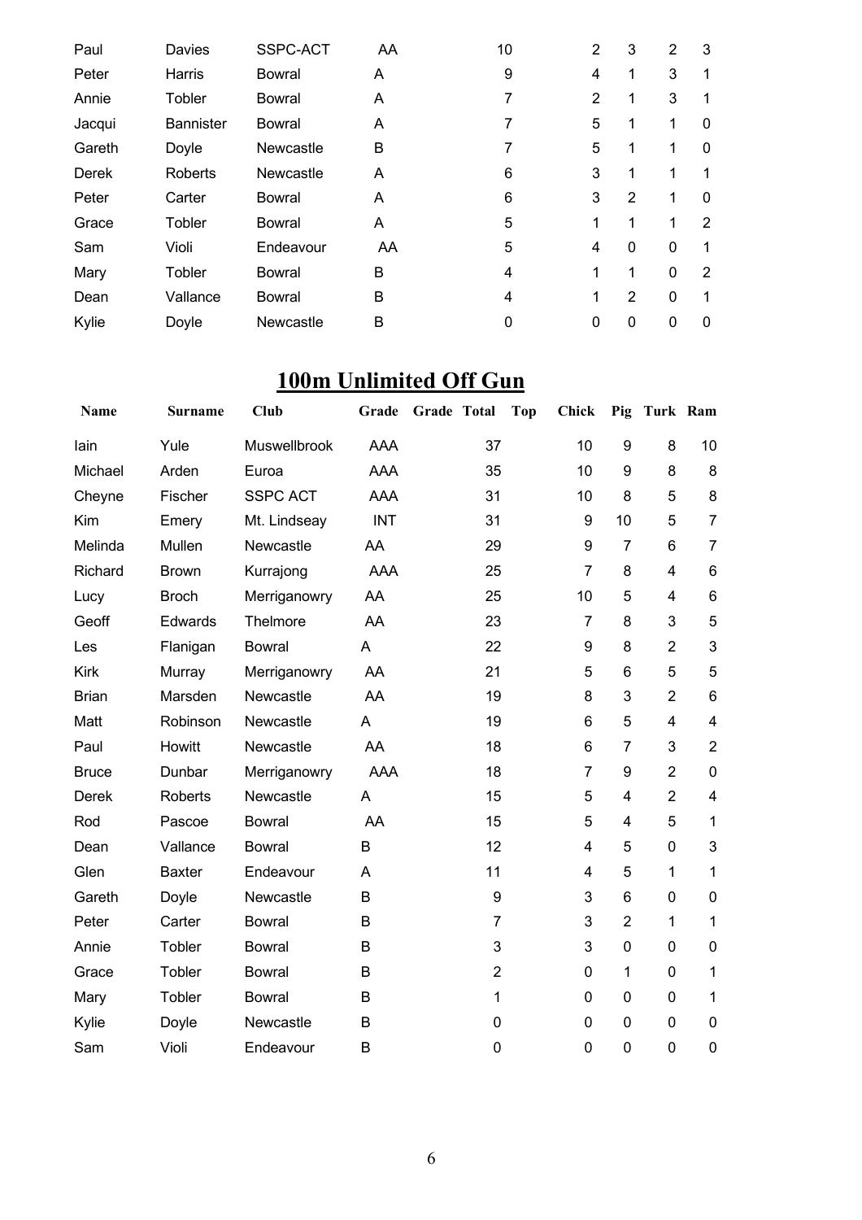| Paul | Davies | SSPC-ACT | AA | | 10 | | 2 | 3 | 2 | 3 |
|---|---|---|---|---|---|---|---|---|---|---|
| Peter | Harris | Bowral | A | | 9 | | 4 | 1 | 3 | 1 |
| Annie | Tobler | Bowral | A | | 7 | | 2 | 1 | 3 | 1 |
| Jacqui | Bannister | Bowral | A | | 7 | | 5 | 1 | 1 | 0 |
| Gareth | Doyle | Newcastle | B | | 7 | | 5 | 1 | 1 | 0 |
| Derek | Roberts | Newcastle | A | | 6 | | 3 | 1 | 1 | 1 |
| Peter | Carter | Bowral | A | | 6 | | 3 | 2 | 1 | 0 |
| Grace | Tobler | Bowral | A | | 5 | | 1 | 1 | 1 | 2 |
| Sam | Violi | Endeavour | AA | | 5 | | 4 | 0 | 0 | 1 |
| Mary | Tobler | Bowral | B | | 4 | | 1 | 1 | 0 | 2 |
| Dean | Vallance | Bowral | B | | 4 | | 1 | 2 | 0 | 1 |
| Kylie | Doyle | Newcastle | B | | 0 | | 0 | 0 | 0 | 0 |

## 100m Unlimited Off Gun

| Name | Surname | Club | Grade | Grade | Total | Top | Chick | Pig | Turk | Ram |
|---|---|---|---|---|---|---|---|---|---|---|
| Iain | Yule | Muswellbrook | AAA | | 37 | | 10 | 9 | 8 | 10 |
| Michael | Arden | Euroa | AAA | | 35 | | 10 | 9 | 8 | 8 |
| Cheyne | Fischer | SSPC ACT | AAA | | 31 | | 10 | 8 | 5 | 8 |
| Kim | Emery | Mt. Lindseay | INT | | 31 | | 9 | 10 | 5 | 7 |
| Melinda | Mullen | Newcastle | AA | | 29 | | 9 | 7 | 6 | 7 |
| Richard | Brown | Kurrajong | AAA | | 25 | | 7 | 8 | 4 | 6 |
| Lucy | Broch | Merriganowry | AA | | 25 | | 10 | 5 | 4 | 6 |
| Geoff | Edwards | Thelmore | AA | | 23 | | 7 | 8 | 3 | 5 |
| Les | Flanigan | Bowral | A | | 22 | | 9 | 8 | 2 | 3 |
| Kirk | Murray | Merriganowry | AA | | 21 | | 5 | 6 | 5 | 5 |
| Brian | Marsden | Newcastle | AA | | 19 | | 8 | 3 | 2 | 6 |
| Matt | Robinson | Newcastle | A | | 19 | | 6 | 5 | 4 | 4 |
| Paul | Howitt | Newcastle | AA | | 18 | | 6 | 7 | 3 | 2 |
| Bruce | Dunbar | Merriganowry | AAA | | 18 | | 7 | 9 | 2 | 0 |
| Derek | Roberts | Newcastle | A | | 15 | | 5 | 4 | 2 | 4 |
| Rod | Pascoe | Bowral | AA | | 15 | | 5 | 4 | 5 | 1 |
| Dean | Vallance | Bowral | B | | 12 | | 4 | 5 | 0 | 3 |
| Glen | Baxter | Endeavour | A | | 11 | | 4 | 5 | 1 | 1 |
| Gareth | Doyle | Newcastle | B | | 9 | | 3 | 6 | 0 | 0 |
| Peter | Carter | Bowral | B | | 7 | | 3 | 2 | 1 | 1 |
| Annie | Tobler | Bowral | B | | 3 | | 3 | 0 | 0 | 0 |
| Grace | Tobler | Bowral | B | | 2 | | 0 | 1 | 0 | 1 |
| Mary | Tobler | Bowral | B | | 1 | | 0 | 0 | 0 | 1 |
| Kylie | Doyle | Newcastle | B | | 0 | | 0 | 0 | 0 | 0 |
| Sam | Violi | Endeavour | B | | 0 | | 0 | 0 | 0 | 0 |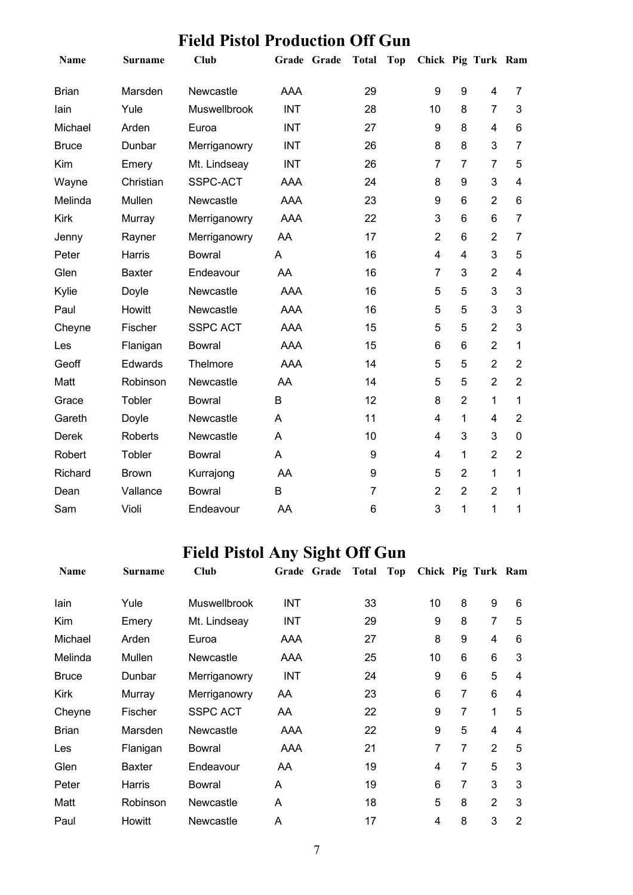## Field Pistol Production Off Gun

| Name | Surname | Club | Grade | Grade | Total | Top | Chick | Pig | Turk | Ram |
|---|---|---|---|---|---|---|---|---|---|---|
| Brian | Marsden | Newcastle | AAA | | 29 | | 9 | 9 | 4 | 7 |
| Iain | Yule | Muswellbrook | INT | | 28 | | 10 | 8 | 7 | 3 |
| Michael | Arden | Euroa | INT | | 27 | | 9 | 8 | 4 | 6 |
| Bruce | Dunbar | Merriganowry | INT | | 26 | | 8 | 8 | 3 | 7 |
| Kim | Emery | Mt. Lindseay | INT | | 26 | | 7 | 7 | 7 | 5 |
| Wayne | Christian | SSPC-ACT | AAA | | 24 | | 8 | 9 | 3 | 4 |
| Melinda | Mullen | Newcastle | AAA | | 23 | | 9 | 6 | 2 | 6 |
| Kirk | Murray | Merriganowry | AAA | | 22 | | 3 | 6 | 6 | 7 |
| Jenny | Rayner | Merriganowry | AA | | 17 | | 2 | 6 | 2 | 7 |
| Peter | Harris | Bowral | A | | 16 | | 4 | 4 | 3 | 5 |
| Glen | Baxter | Endeavour | AA | | 16 | | 7 | 3 | 2 | 4 |
| Kylie | Doyle | Newcastle | AAA | | 16 | | 5 | 5 | 3 | 3 |
| Paul | Howitt | Newcastle | AAA | | 16 | | 5 | 5 | 3 | 3 |
| Cheyne | Fischer | SSPC ACT | AAA | | 15 | | 5 | 5 | 2 | 3 |
| Les | Flanigan | Bowral | AAA | | 15 | | 6 | 6 | 2 | 1 |
| Geoff | Edwards | Thelmore | AAA | | 14 | | 5 | 5 | 2 | 2 |
| Matt | Robinson | Newcastle | AA | | 14 | | 5 | 5 | 2 | 2 |
| Grace | Tobler | Bowral | B | | 12 | | 8 | 2 | 1 | 1 |
| Gareth | Doyle | Newcastle | A | | 11 | | 4 | 1 | 4 | 2 |
| Derek | Roberts | Newcastle | A | | 10 | | 4 | 3 | 3 | 0 |
| Robert | Tobler | Bowral | A | | 9 | | 4 | 1 | 2 | 2 |
| Richard | Brown | Kurrajong | AA | | 9 | | 5 | 2 | 1 | 1 |
| Dean | Vallance | Bowral | B | | 7 | | 2 | 2 | 2 | 1 |
| Sam | Violi | Endeavour | AA | | 6 | | 3 | 1 | 1 | 1 |

## Field Pistol Any Sight Off Gun

| Name | Surname | Club | Grade | Grade | Total | Top | Chick | Pig | Turk | Ram |
|---|---|---|---|---|---|---|---|---|---|---|
| Iain | Yule | Muswellbrook | INT | | 33 | | 10 | 8 | 9 | 6 |
| Kim | Emery | Mt. Lindseay | INT | | 29 | | 9 | 8 | 7 | 5 |
| Michael | Arden | Euroa | AAA | | 27 | | 8 | 9 | 4 | 6 |
| Melinda | Mullen | Newcastle | AAA | | 25 | | 10 | 6 | 6 | 3 |
| Bruce | Dunbar | Merriganowry | INT | | 24 | | 9 | 6 | 5 | 4 |
| Kirk | Murray | Merriganowry | AA | | 23 | | 6 | 7 | 6 | 4 |
| Cheyne | Fischer | SSPC ACT | AA | | 22 | | 9 | 7 | 1 | 5 |
| Brian | Marsden | Newcastle | AAA | | 22 | | 9 | 5 | 4 | 4 |
| Les | Flanigan | Bowral | AAA | | 21 | | 7 | 7 | 2 | 5 |
| Glen | Baxter | Endeavour | AA | | 19 | | 4 | 7 | 5 | 3 |
| Peter | Harris | Bowral | A | | 19 | | 6 | 7 | 3 | 3 |
| Matt | Robinson | Newcastle | A | | 18 | | 5 | 8 | 2 | 3 |
| Paul | Howitt | Newcastle | A | | 17 | | 4 | 8 | 3 | 2 |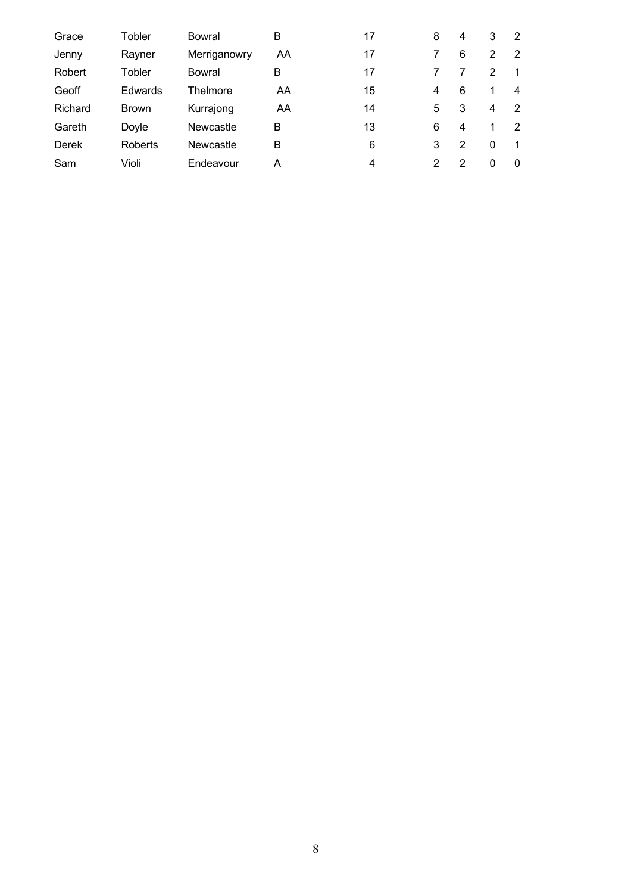| | | | | | | | | |
|---|---|---|---|---|---|---|---|---|
| Grace | Tobler | Bowral | B | 17 | 8 | 4 | 3 | 2 |
| Jenny | Rayner | Merriganowry | AA | 17 | 7 | 6 | 2 | 2 |
| Robert | Tobler | Bowral | B | 17 | 7 | 7 | 2 | 1 |
| Geoff | Edwards | Thelmore | AA | 15 | 4 | 6 | 1 | 4 |
| Richard | Brown | Kurrajong | AA | 14 | 5 | 3 | 4 | 2 |
| Gareth | Doyle | Newcastle | B | 13 | 6 | 4 | 1 | 2 |
| Derek | Roberts | Newcastle | B | 6 | 3 | 2 | 0 | 1 |
| Sam | Violi | Endeavour | A | 4 | 2 | 2 | 0 | 0 |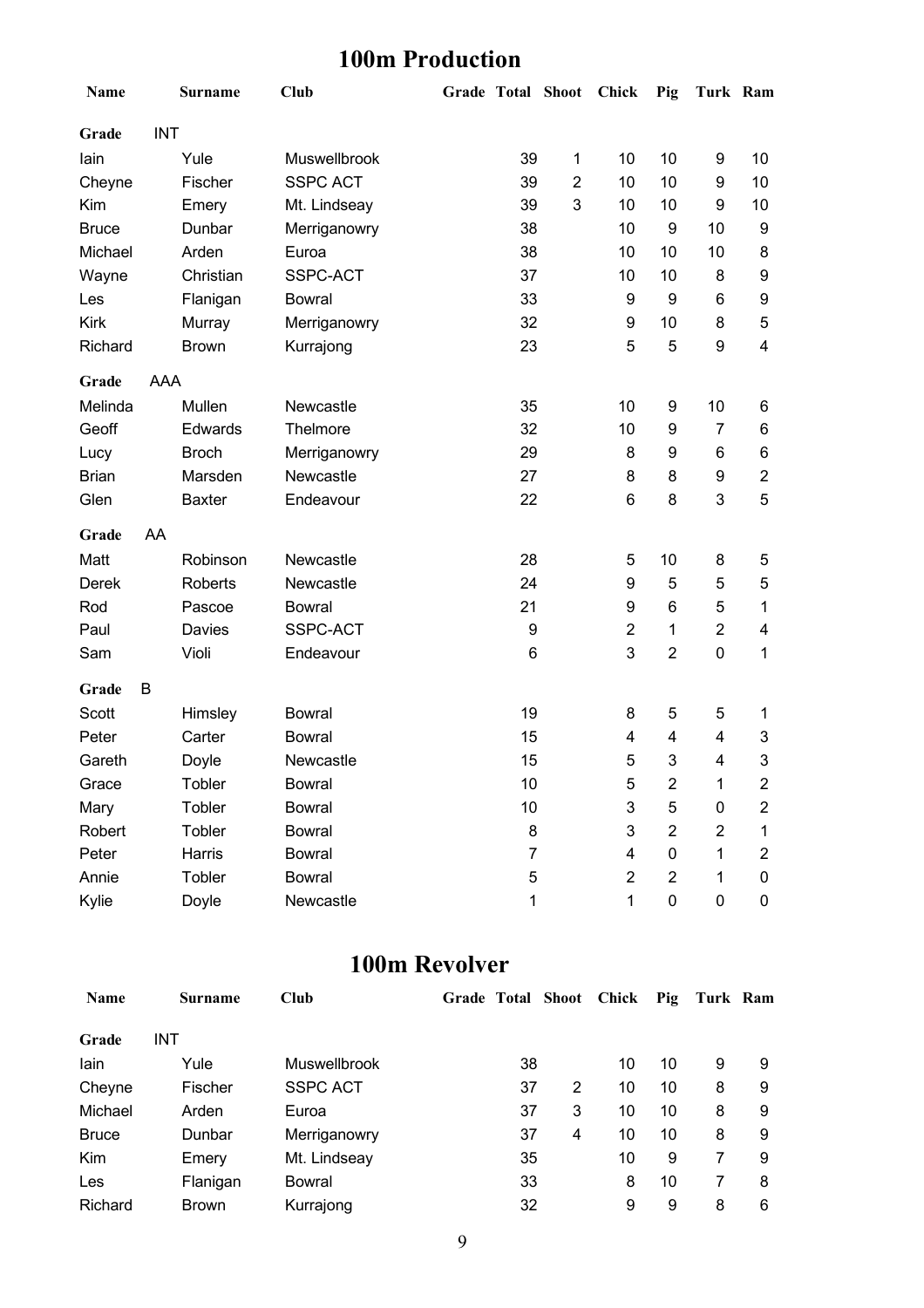## 100m Production

| Name | Surname | Club | Grade | Total | Shoot | Chick | Pig | Turk | Ram |
|---|---|---|---|---|---|---|---|---|---|
| **Grade** | INT | | | | | | | | |
| Iain | Yule | Muswellbrook | | 39 | 1 | 10 | 10 | 9 | 10 |
| Cheyne | Fischer | SSPC ACT | | 39 | 2 | 10 | 10 | 9 | 10 |
| Kim | Emery | Mt. Lindseay | | 39 | 3 | 10 | 10 | 9 | 10 |
| Bruce | Dunbar | Merriganowry | | 38 | | 10 | 9 | 10 | 9 |
| Michael | Arden | Euroa | | 38 | | 10 | 10 | 10 | 8 |
| Wayne | Christian | SSPC-ACT | | 37 | | 10 | 10 | 8 | 9 |
| Les | Flanigan | Bowral | | 33 | | 9 | 9 | 6 | 9 |
| Kirk | Murray | Merriganowry | | 32 | | 9 | 10 | 8 | 5 |
| Richard | Brown | Kurrajong | | 23 | | 5 | 5 | 9 | 4 |
| **Grade** | AAA | | | | | | | | |
| Melinda | Mullen | Newcastle | | 35 | | 10 | 9 | 10 | 6 |
| Geoff | Edwards | Thelmore | | 32 | | 10 | 9 | 7 | 6 |
| Lucy | Broch | Merriganowry | | 29 | | 8 | 9 | 6 | 6 |
| Brian | Marsden | Newcastle | | 27 | | 8 | 8 | 9 | 2 |
| Glen | Baxter | Endeavour | | 22 | | 6 | 8 | 3 | 5 |
| **Grade** | AA | | | | | | | | |
| Matt | Robinson | Newcastle | | 28 | | 5 | 10 | 8 | 5 |
| Derek | Roberts | Newcastle | | 24 | | 9 | 5 | 5 | 5 |
| Rod | Pascoe | Bowral | | 21 | | 9 | 6 | 5 | 1 |
| Paul | Davies | SSPC-ACT | | 9 | | 2 | 1 | 2 | 4 |
| Sam | Violi | Endeavour | | 6 | | 3 | 2 | 0 | 1 |
| **Grade** | B | | | | | | | | |
| Scott | Himsley | Bowral | | 19 | | 8 | 5 | 5 | 1 |
| Peter | Carter | Bowral | | 15 | | 4 | 4 | 4 | 3 |
| Gareth | Doyle | Newcastle | | 15 | | 5 | 3 | 4 | 3 |
| Grace | Tobler | Bowral | | 10 | | 5 | 2 | 1 | 2 |
| Mary | Tobler | Bowral | | 10 | | 3 | 5 | 0 | 2 |
| Robert | Tobler | Bowral | | 8 | | 3 | 2 | 2 | 1 |
| Peter | Harris | Bowral | | 7 | | 4 | 0 | 1 | 2 |
| Annie | Tobler | Bowral | | 5 | | 2 | 2 | 1 | 0 |
| Kylie | Doyle | Newcastle | | 1 | | 1 | 0 | 0 | 0 |

## 100m Revolver

| Name | Surname | Club | Grade | Total | Shoot | Chick | Pig | Turk | Ram |
|---|---|---|---|---|---|---|---|---|---|
| **Grade** | INT | | | | | | | | |
| Iain | Yule | Muswellbrook | | 38 | | 10 | 10 | 9 | 9 |
| Cheyne | Fischer | SSPC ACT | | 37 | 2 | 10 | 10 | 8 | 9 |
| Michael | Arden | Euroa | | 37 | 3 | 10 | 10 | 8 | 9 |
| Bruce | Dunbar | Merriganowry | | 37 | 4 | 10 | 10 | 8 | 9 |
| Kim | Emery | Mt. Lindseay | | 35 | | 10 | 9 | 7 | 9 |
| Les | Flanigan | Bowral | | 33 | | 8 | 10 | 7 | 8 |
| Richard | Brown | Kurrajong | | 32 | | 9 | 9 | 8 | 6 |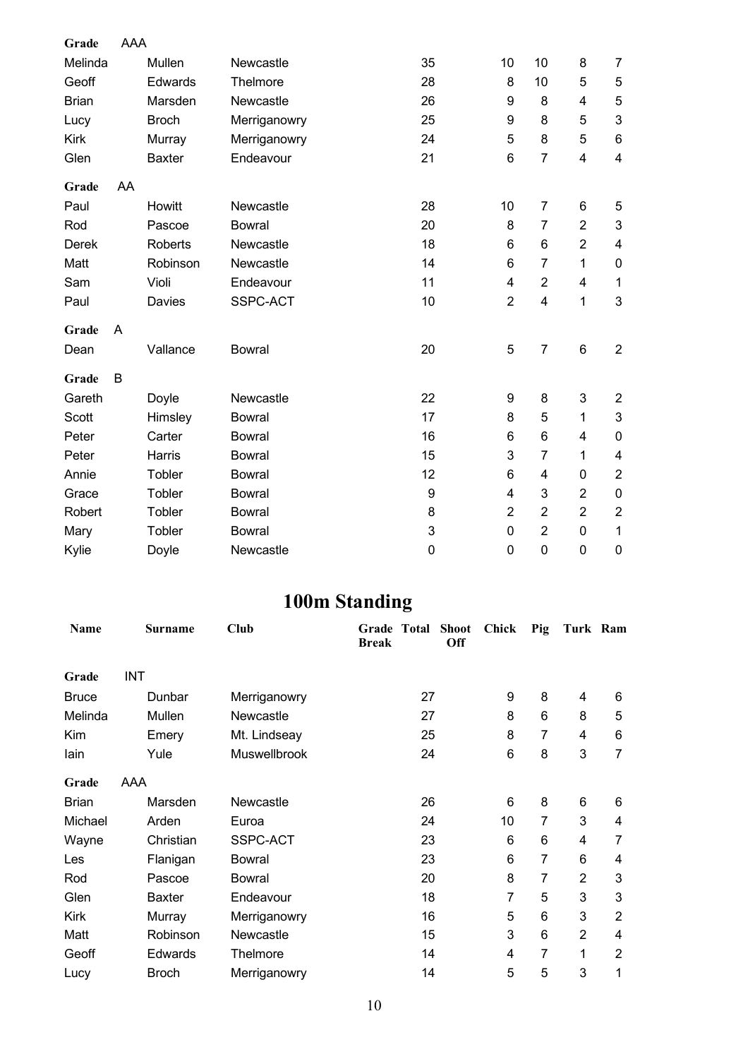| Name | Surname | Club | Grade Break | Total | Shoot Off | Chick | Pig | Turk | Ram |
|---|---|---|---|---|---|---|---|---|---|
| **Grade** AAA | | | | | | | | | |
| Melinda | Mullen | Newcastle | | 35 | | 10 | 10 | 8 | 7 |
| Geoff | Edwards | Thelmore | | 28 | | 8 | 10 | 5 | 5 |
| Brian | Marsden | Newcastle | | 26 | | 9 | 8 | 4 | 5 |
| Lucy | Broch | Merriganowry | | 25 | | 9 | 8 | 5 | 3 |
| Kirk | Murray | Merriganowry | | 24 | | 5 | 8 | 5 | 6 |
| Glen | Baxter | Endeavour | | 21 | | 6 | 7 | 4 | 4 |
| **Grade** AA | | | | | | | | | |
| Paul | Howitt | Newcastle | | 28 | | 10 | 7 | 6 | 5 |
| Rod | Pascoe | Bowral | | 20 | | 8 | 7 | 2 | 3 |
| Derek | Roberts | Newcastle | | 18 | | 6 | 6 | 2 | 4 |
| Matt | Robinson | Newcastle | | 14 | | 6 | 7 | 1 | 0 |
| Sam | Violi | Endeavour | | 11 | | 4 | 2 | 4 | 1 |
| Paul | Davies | SSPC-ACT | | 10 | | 2 | 4 | 1 | 3 |
| **Grade** A | | | | | | | | | |
| Dean | Vallance | Bowral | | 20 | | 5 | 7 | 6 | 2 |
| **Grade** B | | | | | | | | | |
| Gareth | Doyle | Newcastle | | 22 | | 9 | 8 | 3 | 2 |
| Scott | Himsley | Bowral | | 17 | | 8 | 5 | 1 | 3 |
| Peter | Carter | Bowral | | 16 | | 6 | 6 | 4 | 0 |
| Peter | Harris | Bowral | | 15 | | 3 | 7 | 1 | 4 |
| Annie | Tobler | Bowral | | 12 | | 6 | 4 | 0 | 2 |
| Grace | Tobler | Bowral | | 9 | | 4 | 3 | 2 | 0 |
| Robert | Tobler | Bowral | | 8 | | 2 | 2 | 2 | 2 |
| Mary | Tobler | Bowral | | 3 | | 0 | 2 | 0 | 1 |
| Kylie | Doyle | Newcastle | | 0 | | 0 | 0 | 0 | 0 |

# 100m Standing

| Name | Surname | Club | Grade Break | Total | Shoot Off | Chick | Pig | Turk | Ram |
|---|---|---|---|---|---|---|---|---|---|
| **Grade** INT | | | | | | | | | |
| Bruce | Dunbar | Merriganowry | | 27 | | 9 | 8 | 4 | 6 |
| Melinda | Mullen | Newcastle | | 27 | | 8 | 6 | 8 | 5 |
| Kim | Emery | Mt. Lindseay | | 25 | | 8 | 7 | 4 | 6 |
| Iain | Yule | Muswellbrook | | 24 | | 6 | 8 | 3 | 7 |
| **Grade** AAA | | | | | | | | | |
| Brian | Marsden | Newcastle | | 26 | | 6 | 8 | 6 | 6 |
| Michael | Arden | Euroa | | 24 | | 10 | 7 | 3 | 4 |
| Wayne | Christian | SSPC-ACT | | 23 | | 6 | 6 | 4 | 7 |
| Les | Flanigan | Bowral | | 23 | | 6 | 7 | 6 | 4 |
| Rod | Pascoe | Bowral | | 20 | | 8 | 7 | 2 | 3 |
| Glen | Baxter | Endeavour | | 18 | | 7 | 5 | 3 | 3 |
| Kirk | Murray | Merriganowry | | 16 | | 5 | 6 | 3 | 2 |
| Matt | Robinson | Newcastle | | 15 | | 3 | 6 | 2 | 4 |
| Geoff | Edwards | Thelmore | | 14 | | 4 | 7 | 1 | 2 |
| Lucy | Broch | Merriganowry | | 14 | | 5 | 5 | 3 | 1 |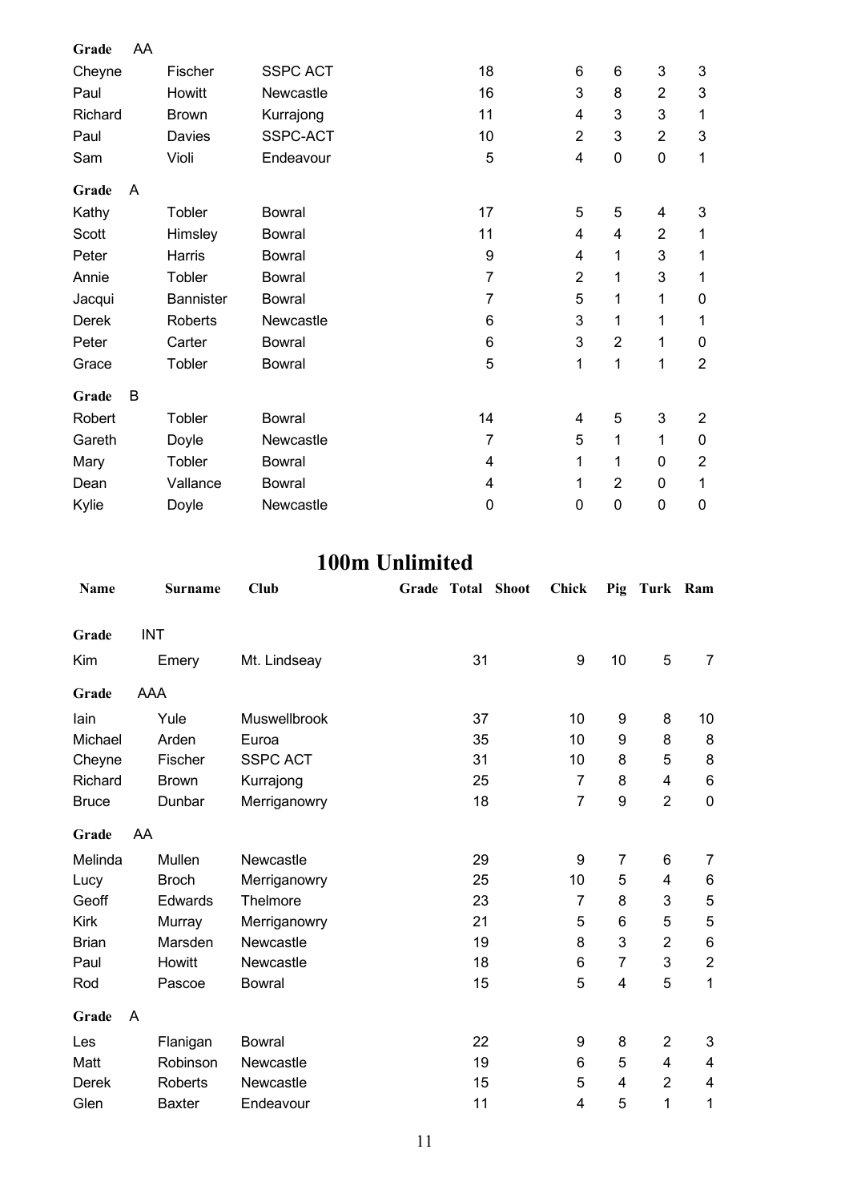| | | | | | | | | |
|---|---|---|---|---|---|---|---|---|
| **Grade** | AA | | | | | | | |
| Cheyne | Fischer | SSPC ACT | 18 | | 6 | 6 | 3 | 3 |
| Paul | Howitt | Newcastle | 16 | | 3 | 8 | 2 | 3 |
| Richard | Brown | Kurrajong | 11 | | 4 | 3 | 3 | 1 |
| Paul | Davies | SSPC-ACT | 10 | | 2 | 3 | 2 | 3 |
| Sam | Violi | Endeavour | 5 | | 4 | 0 | 0 | 1 |
| **Grade** | A | | | | | | | |
| Kathy | Tobler | Bowral | 17 | | 5 | 5 | 4 | 3 |
| Scott | Himsley | Bowral | 11 | | 4 | 4 | 2 | 1 |
| Peter | Harris | Bowral | 9 | | 4 | 1 | 3 | 1 |
| Annie | Tobler | Bowral | 7 | | 2 | 1 | 3 | 1 |
| Jacqui | Bannister | Bowral | 7 | | 5 | 1 | 1 | 0 |
| Derek | Roberts | Newcastle | 6 | | 3 | 1 | 1 | 1 |
| Peter | Carter | Bowral | 6 | | 3 | 2 | 1 | 0 |
| Grace | Tobler | Bowral | 5 | | 1 | 1 | 1 | 2 |
| **Grade** | B | | | | | | | |
| Robert | Tobler | Bowral | 14 | | 4 | 5 | 3 | 2 |
| Gareth | Doyle | Newcastle | 7 | | 5 | 1 | 1 | 0 |
| Mary | Tobler | Bowral | 4 | | 1 | 1 | 0 | 2 |
| Dean | Vallance | Bowral | 4 | | 1 | 2 | 0 | 1 |
| Kylie | Doyle | Newcastle | 0 | | 0 | 0 | 0 | 0 |

# 100m Unlimited

| Name | Surname | Club | Grade | Total | Shoot | Chick | Pig | Turk | Ram |
|---|---|---|---|---|---|---|---|---|---|
| **Grade** | INT | | | | | | | | |
| Kim | Emery | Mt. Lindseay | | 31 | | 9 | 10 | 5 | 7 |
| **Grade** | AAA | | | | | | | | |
| Iain | Yule | Muswellbrook | | 37 | | 10 | 9 | 8 | 10 |
| Michael | Arden | Euroa | | 35 | | 10 | 9 | 8 | 8 |
| Cheyne | Fischer | SSPC ACT | | 31 | | 10 | 8 | 5 | 8 |
| Richard | Brown | Kurrajong | | 25 | | 7 | 8 | 4 | 6 |
| Bruce | Dunbar | Merriganowry | | 18 | | 7 | 9 | 2 | 0 |
| **Grade** | AA | | | | | | | | |
| Melinda | Mullen | Newcastle | | 29 | | 9 | 7 | 6 | 7 |
| Lucy | Broch | Merriganowry | | 25 | | 10 | 5 | 4 | 6 |
| Geoff | Edwards | Thelmore | | 23 | | 7 | 8 | 3 | 5 |
| Kirk | Murray | Merriganowry | | 21 | | 5 | 6 | 5 | 5 |
| Brian | Marsden | Newcastle | | 19 | | 8 | 3 | 2 | 6 |
| Paul | Howitt | Newcastle | | 18 | | 6 | 7 | 3 | 2 |
| Rod | Pascoe | Bowral | | 15 | | 5 | 4 | 5 | 1 |
| **Grade** | A | | | | | | | | |
| Les | Flanigan | Bowral | | 22 | | 9 | 8 | 2 | 3 |
| Matt | Robinson | Newcastle | | 19 | | 6 | 5 | 4 | 4 |
| Derek | Roberts | Newcastle | | 15 | | 5 | 4 | 2 | 4 |
| Glen | Baxter | Endeavour | | 11 | | 4 | 5 | 1 | 1 |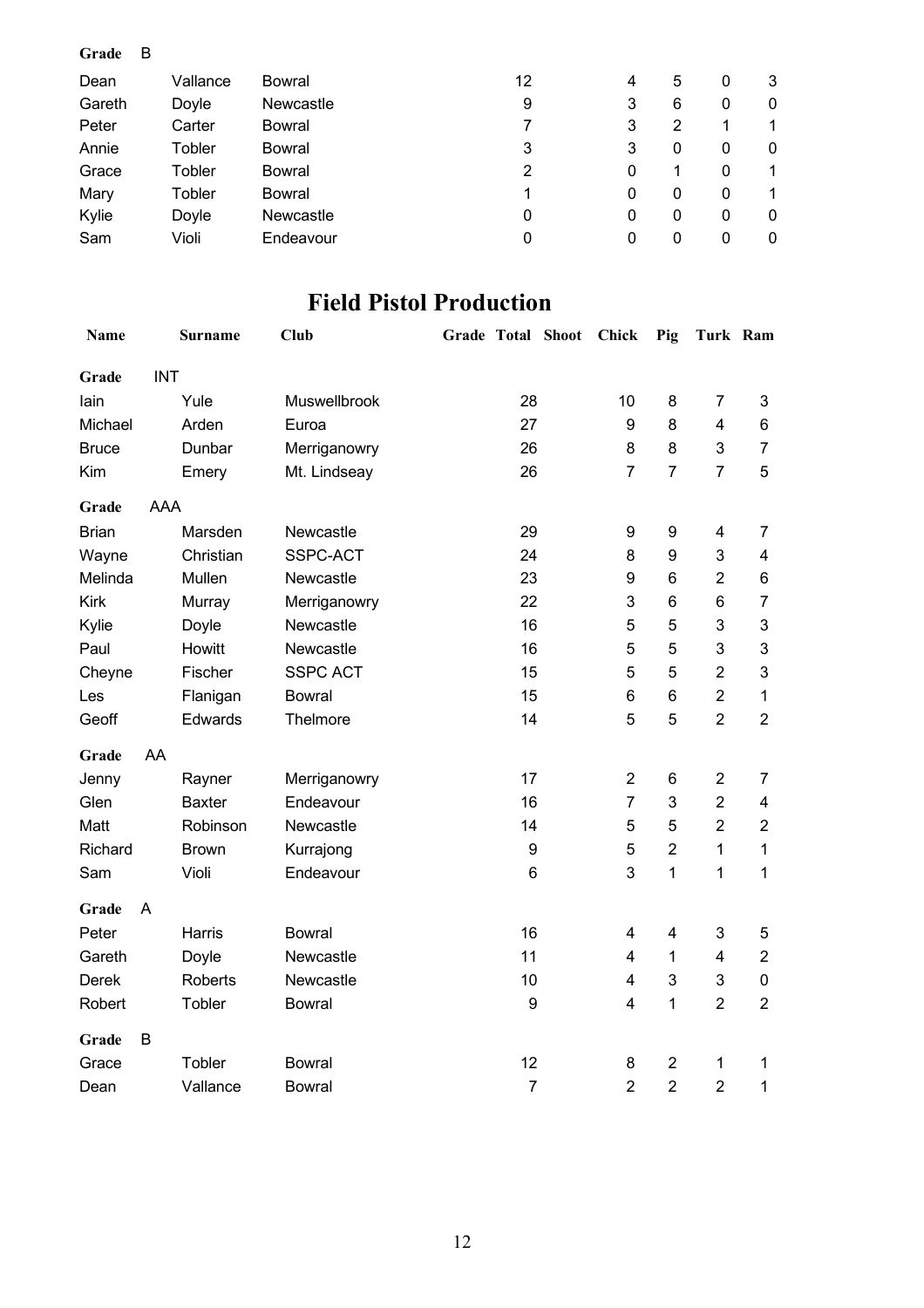**Grade** B

| | | | | | | | | | |
|---|---|---|---|---|---|---|---|---|---|
| Dean | Vallance | Bowral | | 12 | | 4 | 5 | 0 | 3 |
| Gareth | Doyle | Newcastle | | 9 | | 3 | 6 | 0 | 0 |
| Peter | Carter | Bowral | | 7 | | 3 | 2 | 1 | 1 |
| Annie | Tobler | Bowral | | 3 | | 3 | 0 | 0 | 0 |
| Grace | Tobler | Bowral | | 2 | | 0 | 1 | 0 | 1 |
| Mary | Tobler | Bowral | | 1 | | 0 | 0 | 0 | 1 |
| Kylie | Doyle | Newcastle | | 0 | | 0 | 0 | 0 | 0 |
| Sam | Violi | Endeavour | | 0 | | 0 | 0 | 0 | 0 |

# Field Pistol Production

| Name | Surname | Club | Grade | Total | Shoot | Chick | Pig | Turk | Ram |
|---|---|---|---|---|---|---|---|---|---|
| **Grade** INT | | | | | | | | | |
| Iain | Yule | Muswellbrook | | 28 | | 10 | 8 | 7 | 3 |
| Michael | Arden | Euroa | | 27 | | 9 | 8 | 4 | 6 |
| Bruce | Dunbar | Merriganowry | | 26 | | 8 | 8 | 3 | 7 |
| Kim | Emery | Mt. Lindseay | | 26 | | 7 | 7 | 7 | 5 |
| **Grade** AAA | | | | | | | | | |
| Brian | Marsden | Newcastle | | 29 | | 9 | 9 | 4 | 7 |
| Wayne | Christian | SSPC-ACT | | 24 | | 8 | 9 | 3 | 4 |
| Melinda | Mullen | Newcastle | | 23 | | 9 | 6 | 2 | 6 |
| Kirk | Murray | Merriganowry | | 22 | | 3 | 6 | 6 | 7 |
| Kylie | Doyle | Newcastle | | 16 | | 5 | 5 | 3 | 3 |
| Paul | Howitt | Newcastle | | 16 | | 5 | 5 | 3 | 3 |
| Cheyne | Fischer | SSPC ACT | | 15 | | 5 | 5 | 2 | 3 |
| Les | Flanigan | Bowral | | 15 | | 6 | 6 | 2 | 1 |
| Geoff | Edwards | Thelmore | | 14 | | 5 | 5 | 2 | 2 |
| **Grade** AA | | | | | | | | | |
| Jenny | Rayner | Merriganowry | | 17 | | 2 | 6 | 2 | 7 |
| Glen | Baxter | Endeavour | | 16 | | 7 | 3 | 2 | 4 |
| Matt | Robinson | Newcastle | | 14 | | 5 | 5 | 2 | 2 |
| Richard | Brown | Kurrajong | | 9 | | 5 | 2 | 1 | 1 |
| Sam | Violi | Endeavour | | 6 | | 3 | 1 | 1 | 1 |
| **Grade** A | | | | | | | | | |
| Peter | Harris | Bowral | | 16 | | 4 | 4 | 3 | 5 |
| Gareth | Doyle | Newcastle | | 11 | | 4 | 1 | 4 | 2 |
| Derek | Roberts | Newcastle | | 10 | | 4 | 3 | 3 | 0 |
| Robert | Tobler | Bowral | | 9 | | 4 | 1 | 2 | 2 |
| **Grade** B | | | | | | | | | |
| Grace | Tobler | Bowral | | 12 | | 8 | 2 | 1 | 1 |
| Dean | Vallance | Bowral | | 7 | | 2 | 2 | 2 | 1 |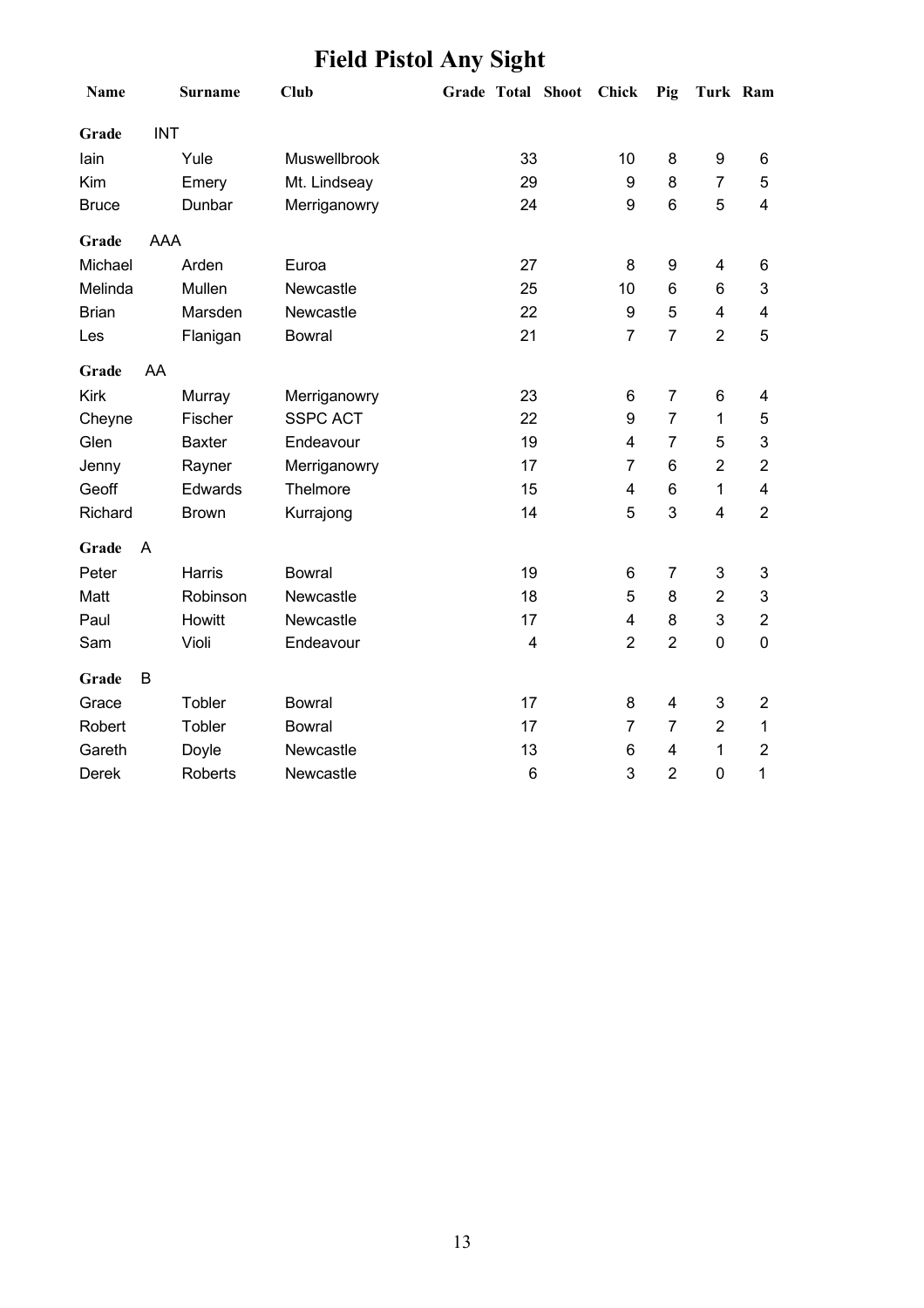# Field Pistol Any Sight

| Name | Surname | Club | Grade | Total | Shoot | Chick | Pig | Turk | Ram |
|---|---|---|---|---|---|---|---|---|---|
| **Grade** INT | | | | | | | | | |
| Iain | Yule | Muswellbrook | | 33 | | 10 | 8 | 9 | 6 |
| Kim | Emery | Mt. Lindseay | | 29 | | 9 | 8 | 7 | 5 |
| Bruce | Dunbar | Merriganowry | | 24 | | 9 | 6 | 5 | 4 |
| **Grade** AAA | | | | | | | | | |
| Michael | Arden | Euroa | | 27 | | 8 | 9 | 4 | 6 |
| Melinda | Mullen | Newcastle | | 25 | | 10 | 6 | 6 | 3 |
| Brian | Marsden | Newcastle | | 22 | | 9 | 5 | 4 | 4 |
| Les | Flanigan | Bowral | | 21 | | 7 | 7 | 2 | 5 |
| **Grade** AA | | | | | | | | | |
| Kirk | Murray | Merriganowry | | 23 | | 6 | 7 | 6 | 4 |
| Cheyne | Fischer | SSPC ACT | | 22 | | 9 | 7 | 1 | 5 |
| Glen | Baxter | Endeavour | | 19 | | 4 | 7 | 5 | 3 |
| Jenny | Rayner | Merriganowry | | 17 | | 7 | 6 | 2 | 2 |
| Geoff | Edwards | Thelmore | | 15 | | 4 | 6 | 1 | 4 |
| Richard | Brown | Kurrajong | | 14 | | 5 | 3 | 4 | 2 |
| **Grade** A | | | | | | | | | |
| Peter | Harris | Bowral | | 19 | | 6 | 7 | 3 | 3 |
| Matt | Robinson | Newcastle | | 18 | | 5 | 8 | 2 | 3 |
| Paul | Howitt | Newcastle | | 17 | | 4 | 8 | 3 | 2 |
| Sam | Violi | Endeavour | | 4 | | 2 | 2 | 0 | 0 |
| **Grade** B | | | | | | | | | |
| Grace | Tobler | Bowral | | 17 | | 8 | 4 | 3 | 2 |
| Robert | Tobler | Bowral | | 17 | | 7 | 7 | 2 | 1 |
| Gareth | Doyle | Newcastle | | 13 | | 6 | 4 | 1 | 2 |
| Derek | Roberts | Newcastle | | 6 | | 3 | 2 | 0 | 1 |